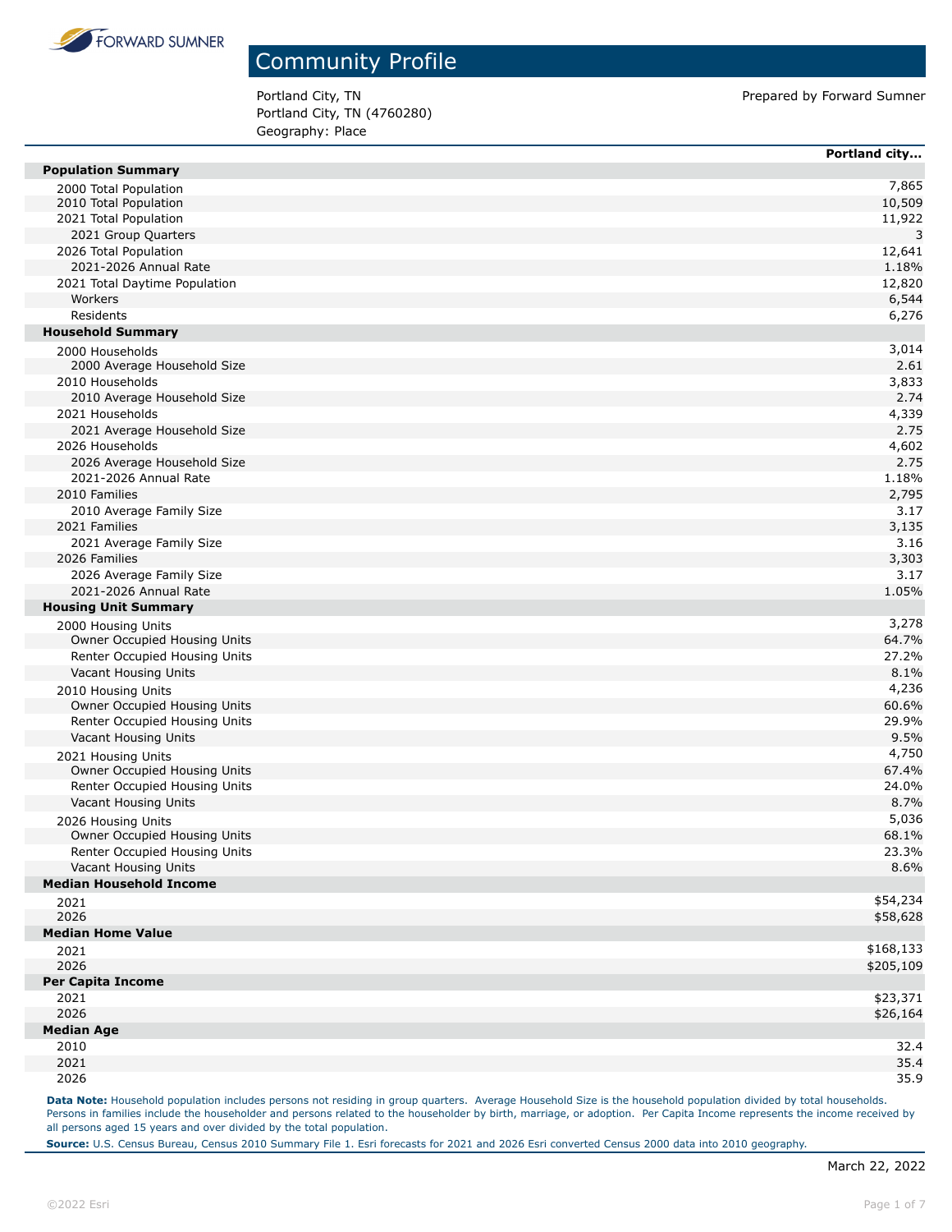FORWARD SUMNER

# Community Profile

Portland City, TN
Portland City, TN (4760280)
Geography: Place

Prepared by Forward Sumner

| | Portland city... |
|---|---|
| **Population Summary** | |
| 2000 Total Population | 7,865 |
| 2010 Total Population | 10,509 |
| 2021 Total Population | 11,922 |
| 2021 Group Quarters | 3 |
| 2026 Total Population | 12,641 |
| 2021-2026 Annual Rate | 1.18% |
| 2021 Total Daytime Population | 12,820 |
| Workers | 6,544 |
| Residents | 6,276 |
| **Household Summary** | |
| 2000 Households | 3,014 |
| 2000 Average Household Size | 2.61 |
| 2010 Households | 3,833 |
| 2010 Average Household Size | 2.74 |
| 2021 Households | 4,339 |
| 2021 Average Household Size | 2.75 |
| 2026 Households | 4,602 |
| 2026 Average Household Size | 2.75 |
| 2021-2026 Annual Rate | 1.18% |
| 2010 Families | 2,795 |
| 2010 Average Family Size | 3.17 |
| 2021 Families | 3,135 |
| 2021 Average Family Size | 3.16 |
| 2026 Families | 3,303 |
| 2026 Average Family Size | 3.17 |
| 2021-2026 Annual Rate | 1.05% |
| **Housing Unit Summary** | |
| 2000 Housing Units | 3,278 |
| Owner Occupied Housing Units | 64.7% |
| Renter Occupied Housing Units | 27.2% |
| Vacant Housing Units | 8.1% |
| 2010 Housing Units | 4,236 |
| Owner Occupied Housing Units | 60.6% |
| Renter Occupied Housing Units | 29.9% |
| Vacant Housing Units | 9.5% |
| 2021 Housing Units | 4,750 |
| Owner Occupied Housing Units | 67.4% |
| Renter Occupied Housing Units | 24.0% |
| Vacant Housing Units | 8.7% |
| 2026 Housing Units | 5,036 |
| Owner Occupied Housing Units | 68.1% |
| Renter Occupied Housing Units | 23.3% |
| Vacant Housing Units | 8.6% |
| **Median Household Income** | |
| 2021 | $54,234 |
| 2026 | $58,628 |
| **Median Home Value** | |
| 2021 | $168,133 |
| 2026 | $205,109 |
| **Per Capita Income** | |
| 2021 | $23,371 |
| 2026 | $26,164 |
| **Median Age** | |
| 2010 | 32.4 |
| 2021 | 35.4 |
| 2026 | 35.9 |

**Data Note:** Household population includes persons not residing in group quarters. Average Household Size is the household population divided by total households. Persons in families include the householder and persons related to the householder by birth, marriage, or adoption. Per Capita Income represents the income received by all persons aged 15 years and over divided by the total population.

**Source:** U.S. Census Bureau, Census 2010 Summary File 1. Esri forecasts for 2021 and 2026 Esri converted Census 2000 data into 2010 geography.

March 22, 2022

©2022 Esri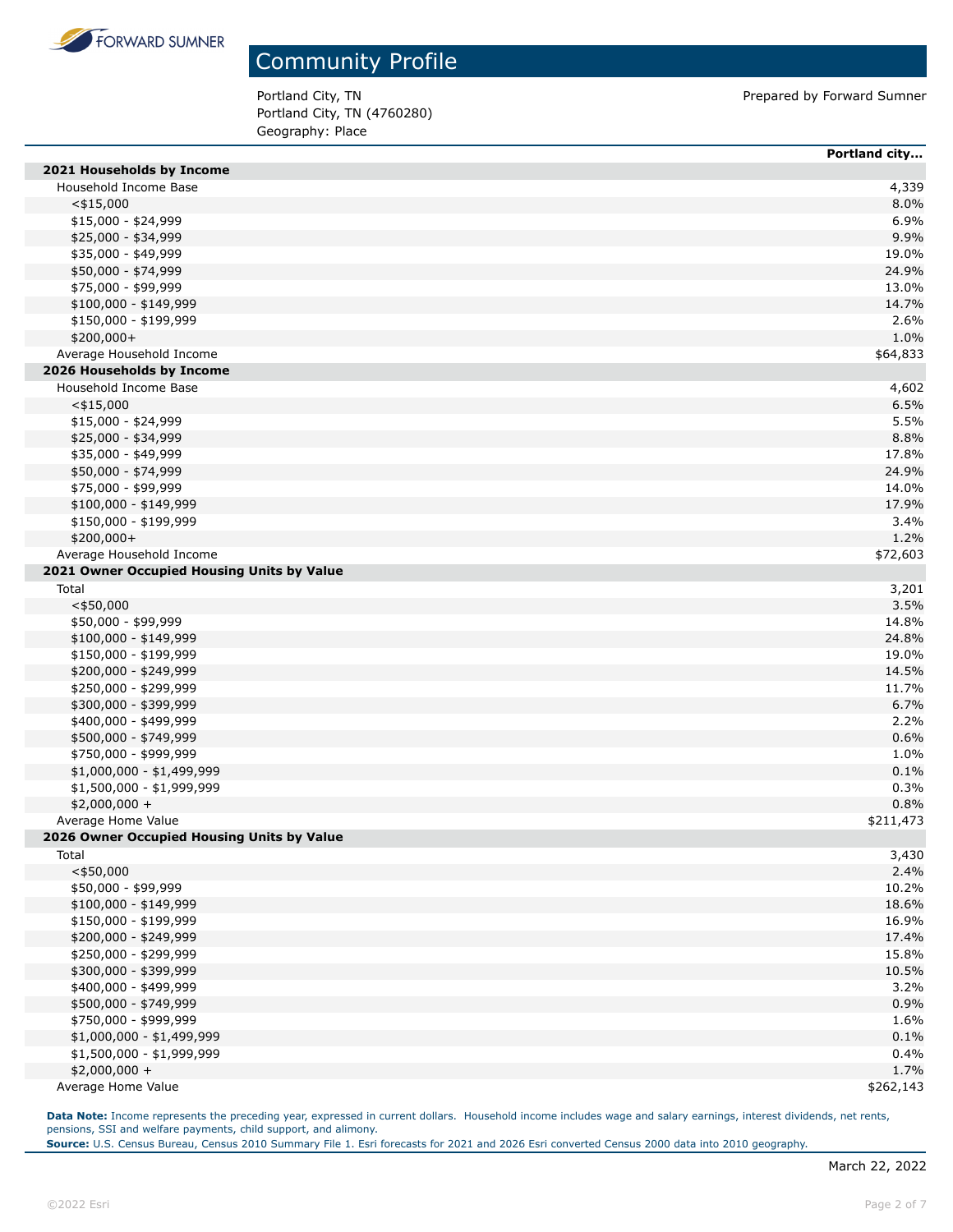# Community Profile

Portland City, TN
Portland City, TN (4760280)
Geography: Place

Prepared by Forward Sumner

| | Portland city... |
|---|---|
| **2021 Households by Income** | |
| Household Income Base | 4,339 |
| <$15,000 | 8.0% |
| $15,000 - $24,999 | 6.9% |
| $25,000 - $34,999 | 9.9% |
| $35,000 - $49,999 | 19.0% |
| $50,000 - $74,999 | 24.9% |
| $75,000 - $99,999 | 13.0% |
| $100,000 - $149,999 | 14.7% |
| $150,000 - $199,999 | 2.6% |
| $200,000+ | 1.0% |
| Average Household Income | $64,833 |
| **2026 Households by Income** | |
| Household Income Base | 4,602 |
| <$15,000 | 6.5% |
| $15,000 - $24,999 | 5.5% |
| $25,000 - $34,999 | 8.8% |
| $35,000 - $49,999 | 17.8% |
| $50,000 - $74,999 | 24.9% |
| $75,000 - $99,999 | 14.0% |
| $100,000 - $149,999 | 17.9% |
| $150,000 - $199,999 | 3.4% |
| $200,000+ | 1.2% |
| Average Household Income | $72,603 |
| **2021 Owner Occupied Housing Units by Value** | |
| Total | 3,201 |
| <$50,000 | 3.5% |
| $50,000 - $99,999 | 14.8% |
| $100,000 - $149,999 | 24.8% |
| $150,000 - $199,999 | 19.0% |
| $200,000 - $249,999 | 14.5% |
| $250,000 - $299,999 | 11.7% |
| $300,000 - $399,999 | 6.7% |
| $400,000 - $499,999 | 2.2% |
| $500,000 - $749,999 | 0.6% |
| $750,000 - $999,999 | 1.0% |
| $1,000,000 - $1,499,999 | 0.1% |
| $1,500,000 - $1,999,999 | 0.3% |
| $2,000,000 + | 0.8% |
| Average Home Value | $211,473 |
| **2026 Owner Occupied Housing Units by Value** | |
| Total | 3,430 |
| <$50,000 | 2.4% |
| $50,000 - $99,999 | 10.2% |
| $100,000 - $149,999 | 18.6% |
| $150,000 - $199,999 | 16.9% |
| $200,000 - $249,999 | 17.4% |
| $250,000 - $299,999 | 15.8% |
| $300,000 - $399,999 | 10.5% |
| $400,000 - $499,999 | 3.2% |
| $500,000 - $749,999 | 0.9% |
| $750,000 - $999,999 | 1.6% |
| $1,000,000 - $1,499,999 | 0.1% |
| $1,500,000 - $1,999,999 | 0.4% |
| $2,000,000 + | 1.7% |
| Average Home Value | $262,143 |

**Data Note:** Income represents the preceding year, expressed in current dollars. Household income includes wage and salary earnings, interest dividends, net rents, pensions, SSI and welfare payments, child support, and alimony.
**Source:** U.S. Census Bureau, Census 2010 Summary File 1. Esri forecasts for 2021 and 2026 Esri converted Census 2000 data into 2010 geography.

March 22, 2022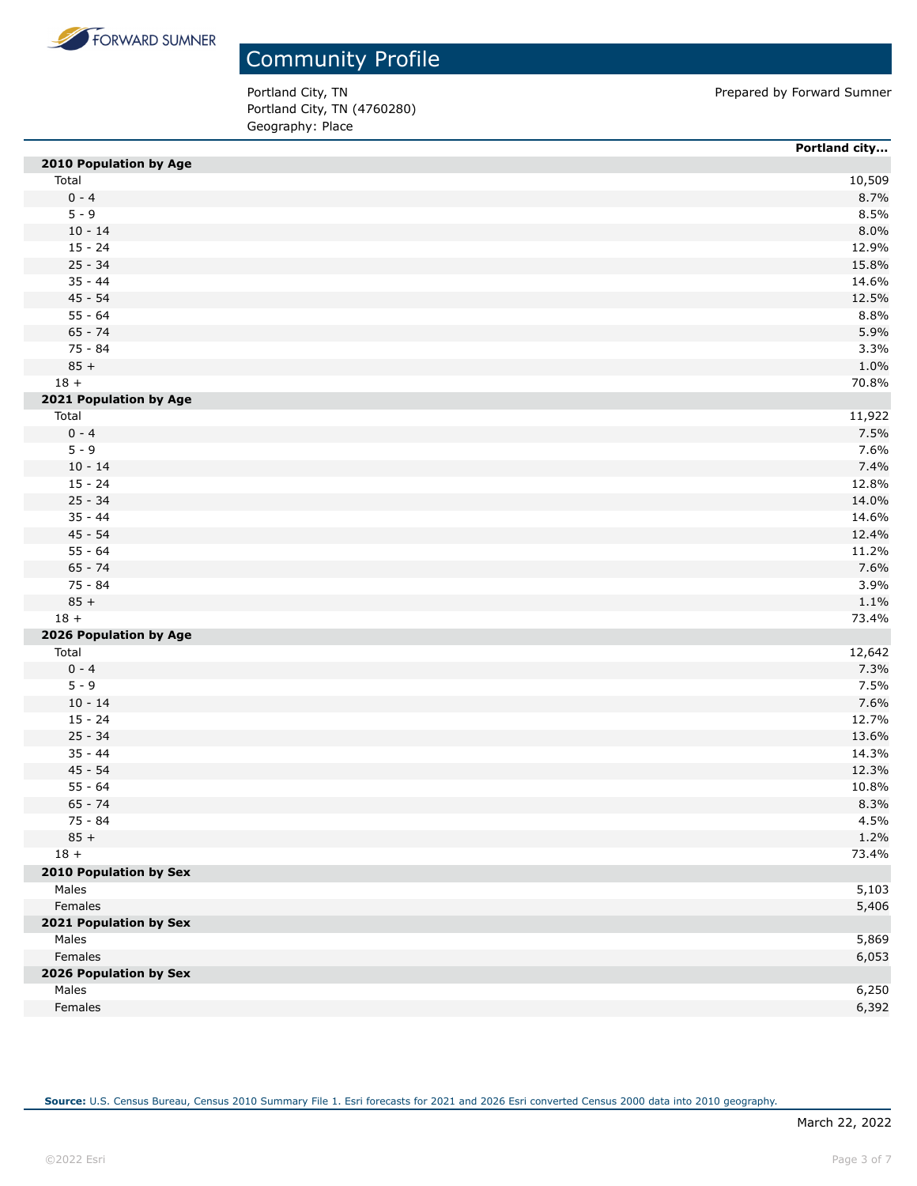FORWARD SUMNER

# Community Profile

Portland City, TN
Portland City, TN (4760280)
Geography: Place

Prepared by Forward Sumner

| | Portland city... |
|---|---|
| **2010 Population by Age** | |
| Total | 10,509 |
| 0 - 4 | 8.7% |
| 5 - 9 | 8.5% |
| 10 - 14 | 8.0% |
| 15 - 24 | 12.9% |
| 25 - 34 | 15.8% |
| 35 - 44 | 14.6% |
| 45 - 54 | 12.5% |
| 55 - 64 | 8.8% |
| 65 - 74 | 5.9% |
| 75 - 84 | 3.3% |
| 85 + | 1.0% |
| 18 + | 70.8% |
| **2021 Population by Age** | |
| Total | 11,922 |
| 0 - 4 | 7.5% |
| 5 - 9 | 7.6% |
| 10 - 14 | 7.4% |
| 15 - 24 | 12.8% |
| 25 - 34 | 14.0% |
| 35 - 44 | 14.6% |
| 45 - 54 | 12.4% |
| 55 - 64 | 11.2% |
| 65 - 74 | 7.6% |
| 75 - 84 | 3.9% |
| 85 + | 1.1% |
| 18 + | 73.4% |
| **2026 Population by Age** | |
| Total | 12,642 |
| 0 - 4 | 7.3% |
| 5 - 9 | 7.5% |
| 10 - 14 | 7.6% |
| 15 - 24 | 12.7% |
| 25 - 34 | 13.6% |
| 35 - 44 | 14.3% |
| 45 - 54 | 12.3% |
| 55 - 64 | 10.8% |
| 65 - 74 | 8.3% |
| 75 - 84 | 4.5% |
| 85 + | 1.2% |
| 18 + | 73.4% |
| **2010 Population by Sex** | |
| Males | 5,103 |
| Females | 5,406 |
| **2021 Population by Sex** | |
| Males | 5,869 |
| Females | 6,053 |
| **2026 Population by Sex** | |
| Males | 6,250 |
| Females | 6,392 |

**Source:** U.S. Census Bureau, Census 2010 Summary File 1. Esri forecasts for 2021 and 2026 Esri converted Census 2000 data into 2010 geography.

March 22, 2022

©2022 Esri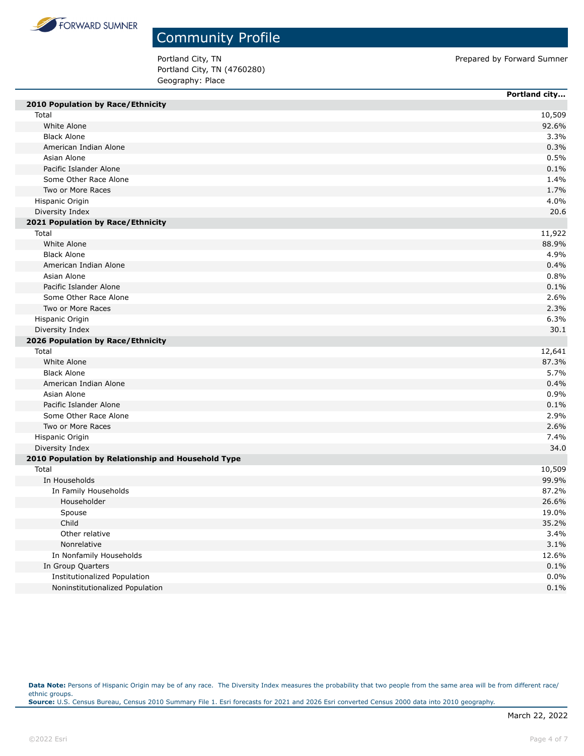# Community Profile

Portland City, TN
Portland City, TN (4760280)
Geography: Place

Prepared by Forward Sumner

| | Portland city... |
|---|---|
| **2010 Population by Race/Ethnicity** | |
| Total | 10,509 |
| White Alone | 92.6% |
| Black Alone | 3.3% |
| American Indian Alone | 0.3% |
| Asian Alone | 0.5% |
| Pacific Islander Alone | 0.1% |
| Some Other Race Alone | 1.4% |
| Two or More Races | 1.7% |
| Hispanic Origin | 4.0% |
| Diversity Index | 20.6 |
| **2021 Population by Race/Ethnicity** | |
| Total | 11,922 |
| White Alone | 88.9% |
| Black Alone | 4.9% |
| American Indian Alone | 0.4% |
| Asian Alone | 0.8% |
| Pacific Islander Alone | 0.1% |
| Some Other Race Alone | 2.6% |
| Two or More Races | 2.3% |
| Hispanic Origin | 6.3% |
| Diversity Index | 30.1 |
| **2026 Population by Race/Ethnicity** | |
| Total | 12,641 |
| White Alone | 87.3% |
| Black Alone | 5.7% |
| American Indian Alone | 0.4% |
| Asian Alone | 0.9% |
| Pacific Islander Alone | 0.1% |
| Some Other Race Alone | 2.9% |
| Two or More Races | 2.6% |
| Hispanic Origin | 7.4% |
| Diversity Index | 34.0 |
| **2010 Population by Relationship and Household Type** | |
| Total | 10,509 |
| In Households | 99.9% |
| In Family Households | 87.2% |
| Householder | 26.6% |
| Spouse | 19.0% |
| Child | 35.2% |
| Other relative | 3.4% |
| Nonrelative | 3.1% |
| In Nonfamily Households | 12.6% |
| In Group Quarters | 0.1% |
| Institutionalized Population | 0.0% |
| Noninstitutionalized Population | 0.1% |

**Data Note:** Persons of Hispanic Origin may be of any race. The Diversity Index measures the probability that two people from the same area will be from different race/ethnic groups.
**Source:** U.S. Census Bureau, Census 2010 Summary File 1. Esri forecasts for 2021 and 2026 Esri converted Census 2000 data into 2010 geography.

March 22, 2022

©2022 Esri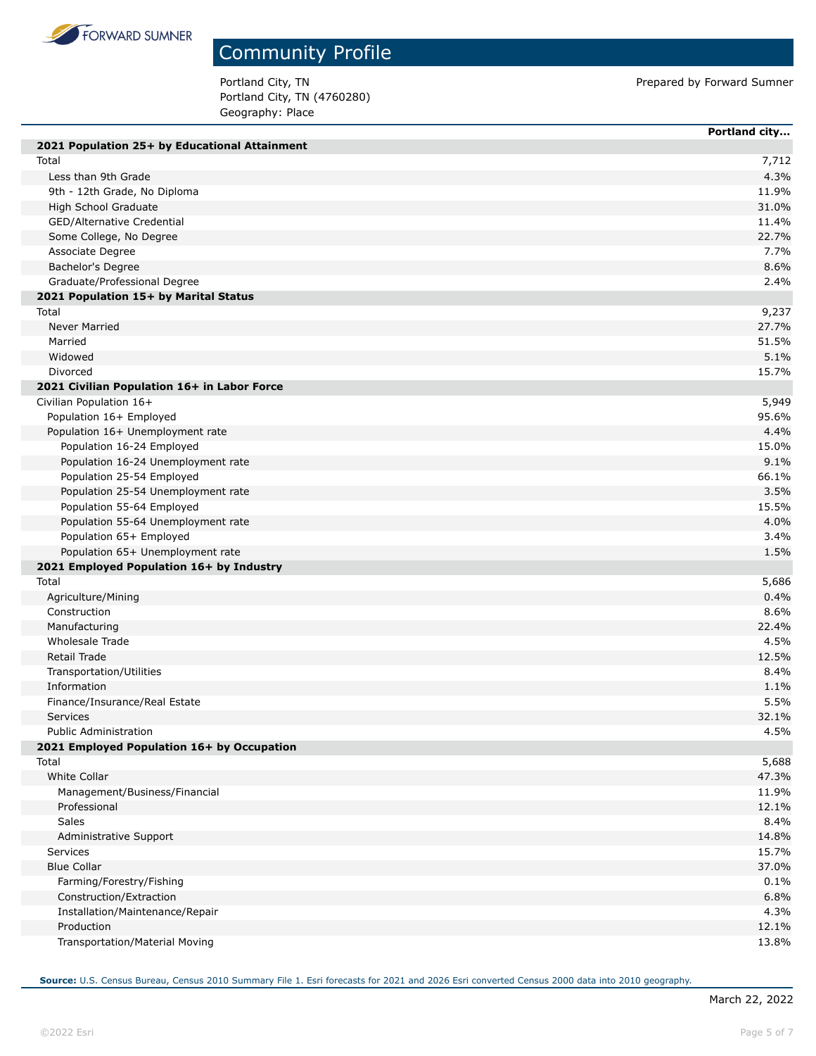# Community Profile

Portland City, TN
Portland City, TN (4760280)
Geography: Place

Prepared by Forward Sumner

| | Portland city... |
|---|---|
| **2021 Population 25+ by Educational Attainment** | |
| Total | 7,712 |
| Less than 9th Grade | 4.3% |
| 9th - 12th Grade, No Diploma | 11.9% |
| High School Graduate | 31.0% |
| GED/Alternative Credential | 11.4% |
| Some College, No Degree | 22.7% |
| Associate Degree | 7.7% |
| Bachelor's Degree | 8.6% |
| Graduate/Professional Degree | 2.4% |
| **2021 Population 15+ by Marital Status** | |
| Total | 9,237 |
| Never Married | 27.7% |
| Married | 51.5% |
| Widowed | 5.1% |
| Divorced | 15.7% |
| **2021 Civilian Population 16+ in Labor Force** | |
| Civilian Population 16+ | 5,949 |
| Population 16+ Employed | 95.6% |
| Population 16+ Unemployment rate | 4.4% |
| Population 16-24 Employed | 15.0% |
| Population 16-24 Unemployment rate | 9.1% |
| Population 25-54 Employed | 66.1% |
| Population 25-54 Unemployment rate | 3.5% |
| Population 55-64 Employed | 15.5% |
| Population 55-64 Unemployment rate | 4.0% |
| Population 65+ Employed | 3.4% |
| Population 65+ Unemployment rate | 1.5% |
| **2021 Employed Population 16+ by Industry** | |
| Total | 5,686 |
| Agriculture/Mining | 0.4% |
| Construction | 8.6% |
| Manufacturing | 22.4% |
| Wholesale Trade | 4.5% |
| Retail Trade | 12.5% |
| Transportation/Utilities | 8.4% |
| Information | 1.1% |
| Finance/Insurance/Real Estate | 5.5% |
| Services | 32.1% |
| Public Administration | 4.5% |
| **2021 Employed Population 16+ by Occupation** | |
| Total | 5,688 |
| White Collar | 47.3% |
| Management/Business/Financial | 11.9% |
| Professional | 12.1% |
| Sales | 8.4% |
| Administrative Support | 14.8% |
| Services | 15.7% |
| Blue Collar | 37.0% |
| Farming/Forestry/Fishing | 0.1% |
| Construction/Extraction | 6.8% |
| Installation/Maintenance/Repair | 4.3% |
| Production | 12.1% |
| Transportation/Material Moving | 13.8% |

**Source:** U.S. Census Bureau, Census 2010 Summary File 1. Esri forecasts for 2021 and 2026 Esri converted Census 2000 data into 2010 geography.

March 22, 2022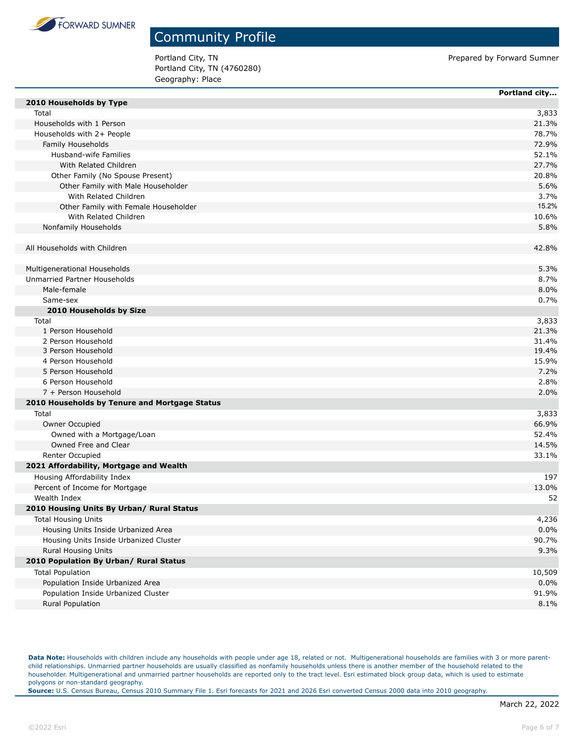# Community Profile

Portland City, TN
Portland City, TN (4760280)
Geography: Place

Prepared by Forward Sumner

| | Portland city... |
|---|---|
| **2010 Households by Type** | |
| Total | 3,833 |
| Households with 1 Person | 21.3% |
| Households with 2+ People | 78.7% |
| Family Households | 72.9% |
| Husband-wife Families | 52.1% |
| With Related Children | 27.7% |
| Other Family (No Spouse Present) | 20.8% |
| Other Family with Male Householder | 5.6% |
| With Related Children | 3.7% |
| Other Family with Female Householder | 15.2% |
| With Related Children | 10.6% |
| Nonfamily Households | 5.8% |
| | |
| All Households with Children | 42.8% |
| | |
| Multigenerational Households | 5.3% |
| Unmarried Partner Households | 8.7% |
| Male-female | 8.0% |
| Same-sex | 0.7% |
| **2010 Households by Size** | |
| Total | 3,833 |
| 1 Person Household | 21.3% |
| 2 Person Household | 31.4% |
| 3 Person Household | 19.4% |
| 4 Person Household | 15.9% |
| 5 Person Household | 7.2% |
| 6 Person Household | 2.8% |
| 7 + Person Household | 2.0% |
| **2010 Households by Tenure and Mortgage Status** | |
| Total | 3,833 |
| Owner Occupied | 66.9% |
| Owned with a Mortgage/Loan | 52.4% |
| Owned Free and Clear | 14.5% |
| Renter Occupied | 33.1% |
| **2021 Affordability, Mortgage and Wealth** | |
| Housing Affordability Index | 197 |
| Percent of Income for Mortgage | 13.0% |
| Wealth Index | 52 |
| **2010 Housing Units By Urban/ Rural Status** | |
| Total Housing Units | 4,236 |
| Housing Units Inside Urbanized Area | 0.0% |
| Housing Units Inside Urbanized Cluster | 90.7% |
| Rural Housing Units | 9.3% |
| **2010 Population By Urban/ Rural Status** | |
| Total Population | 10,509 |
| Population Inside Urbanized Area | 0.0% |
| Population Inside Urbanized Cluster | 91.9% |
| Rural Population | 8.1% |

**Data Note:** Households with children include any households with people under age 18, related or not. Multigenerational households are families with 3 or more parent-child relationships. Unmarried partner households are usually classified as nonfamily households unless there is another member of the household related to the householder. Multigenerational and unmarried partner households are reported only to the tract level. Esri estimated block group data, which is used to estimate polygons or non-standard geography.
**Source:** U.S. Census Bureau, Census 2010 Summary File 1. Esri forecasts for 2021 and 2026 Esri converted Census 2000 data into 2010 geography.

March 22, 2022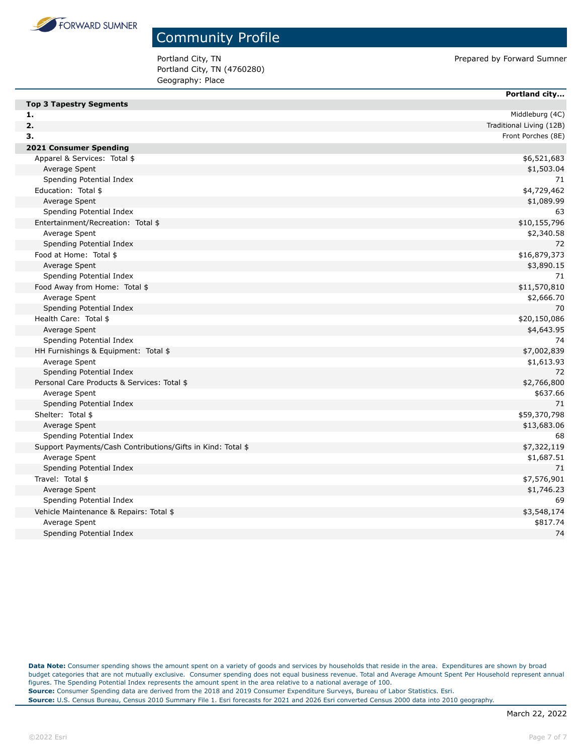FORWARD SUMNER

# Community Profile

Portland City, TN
Portland City, TN (4760280)
Geography: Place

Prepared by Forward Sumner

| | Portland city... |
|---|---|
| **Top 3 Tapestry Segments** | |
| **1.** | Middleburg (4C) |
| **2.** | Traditional Living (12B) |
| **3.** | Front Porches (8E) |
| **2021 Consumer Spending** | |
| Apparel & Services: Total $ | $6,521,683 |
| Average Spent | $1,503.04 |
| Spending Potential Index | 71 |
| Education: Total $ | $4,729,462 |
| Average Spent | $1,089.99 |
| Spending Potential Index | 63 |
| Entertainment/Recreation: Total $ | $10,155,796 |
| Average Spent | $2,340.58 |
| Spending Potential Index | 72 |
| Food at Home: Total $ | $16,879,373 |
| Average Spent | $3,890.15 |
| Spending Potential Index | 71 |
| Food Away from Home: Total $ | $11,570,810 |
| Average Spent | $2,666.70 |
| Spending Potential Index | 70 |
| Health Care: Total $ | $20,150,086 |
| Average Spent | $4,643.95 |
| Spending Potential Index | 74 |
| HH Furnishings & Equipment: Total $ | $7,002,839 |
| Average Spent | $1,613.93 |
| Spending Potential Index | 72 |
| Personal Care Products & Services: Total $ | $2,766,800 |
| Average Spent | $637.66 |
| Spending Potential Index | 71 |
| Shelter: Total $ | $59,370,798 |
| Average Spent | $13,683.06 |
| Spending Potential Index | 68 |
| Support Payments/Cash Contributions/Gifts in Kind: Total $ | $7,322,119 |
| Average Spent | $1,687.51 |
| Spending Potential Index | 71 |
| Travel: Total $ | $7,576,901 |
| Average Spent | $1,746.23 |
| Spending Potential Index | 69 |
| Vehicle Maintenance & Repairs: Total $ | $3,548,174 |
| Average Spent | $817.74 |
| Spending Potential Index | 74 |

**Data Note:** Consumer spending shows the amount spent on a variety of goods and services by households that reside in the area. Expenditures are shown by broad budget categories that are not mutually exclusive. Consumer spending does not equal business revenue. Total and Average Amount Spent Per Household represent annual figures. The Spending Potential Index represents the amount spent in the area relative to a national average of 100.
**Source:** Consumer Spending data are derived from the 2018 and 2019 Consumer Expenditure Surveys, Bureau of Labor Statistics. Esri.
**Source:** U.S. Census Bureau, Census 2010 Summary File 1. Esri forecasts for 2021 and 2026 Esri converted Census 2000 data into 2010 geography.

March 22, 2022

©2022 Esri